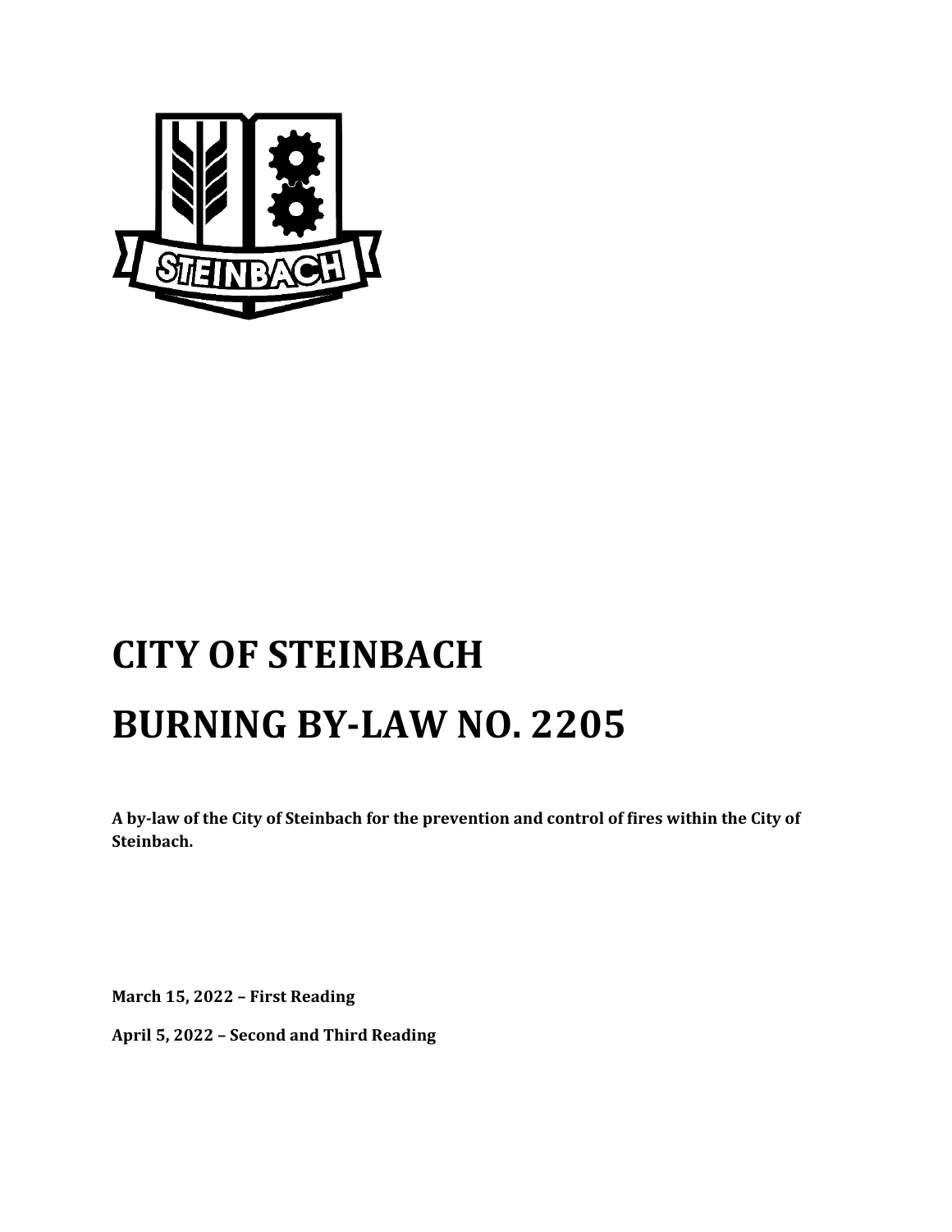# CITY OF STEINBACH

# BURNING BY-LAW NO. 2205

**A by-law of the City of Steinbach for the prevention and control of fires within the City of Steinbach.**

**March 15, 2022 – First Reading**

**April 5, 2022 – Second and Third Reading**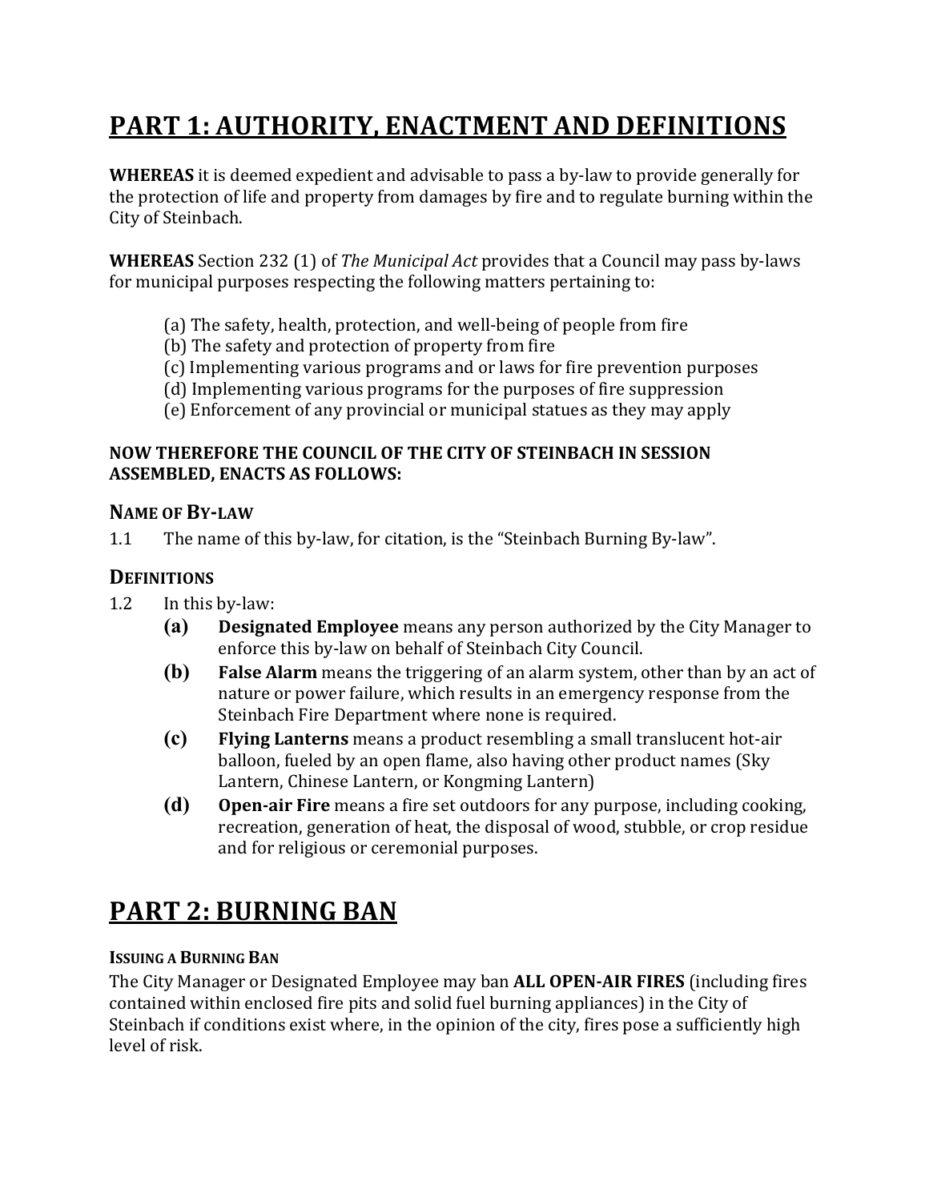# PART 1: AUTHORITY, ENACTMENT AND DEFINITIONS

**WHEREAS** it is deemed expedient and advisable to pass a by-law to provide generally for the protection of life and property from damages by fire and to regulate burning within the City of Steinbach.

**WHEREAS** Section 232 (1) of *The Municipal Act* provides that a Council may pass by-laws for municipal purposes respecting the following matters pertaining to:

(a) The safety, health, protection, and well-being of people from fire
(b) The safety and protection of property from fire
(c) Implementing various programs and or laws for fire prevention purposes
(d) Implementing various programs for the purposes of fire suppression
(e) Enforcement of any provincial or municipal statues as they may apply

**NOW THEREFORE THE COUNCIL OF THE CITY OF STEINBACH IN SESSION ASSEMBLED, ENACTS AS FOLLOWS:**

### NAME OF BY-LAW

1.1 The name of this by-law, for citation, is the "Steinbach Burning By-law".

### DEFINITIONS

1.2 In this by-law:

- **(a)** **Designated Employee** means any person authorized by the City Manager to enforce this by-law on behalf of Steinbach City Council.
- **(b)** **False Alarm** means the triggering of an alarm system, other than by an act of nature or power failure, which results in an emergency response from the Steinbach Fire Department where none is required.
- **(c)** **Flying Lanterns** means a product resembling a small translucent hot-air balloon, fueled by an open flame, also having other product names (Sky Lantern, Chinese Lantern, or Kongming Lantern)
- **(d)** **Open-air Fire** means a fire set outdoors for any purpose, including cooking, recreation, generation of heat, the disposal of wood, stubble, or crop residue and for religious or ceremonial purposes.

# PART 2: BURNING BAN

#### ISSUING A BURNING BAN

The City Manager or Designated Employee may ban **ALL OPEN-AIR FIRES** (including fires contained within enclosed fire pits and solid fuel burning appliances) in the City of Steinbach if conditions exist where, in the opinion of the city, fires pose a sufficiently high level of risk.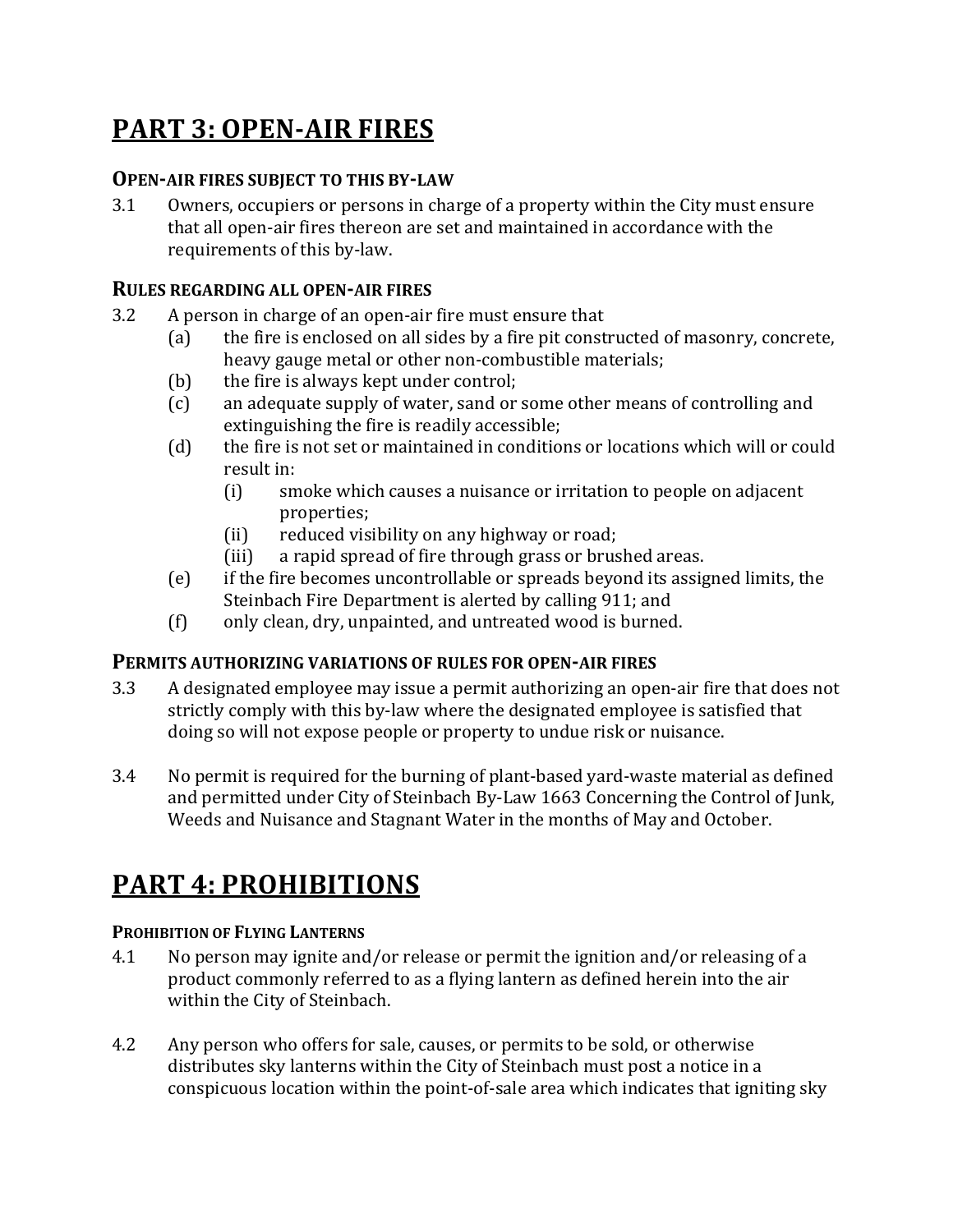# PART 3: OPEN-AIR FIRES

### OPEN-AIR FIRES SUBJECT TO THIS BY-LAW

3.1 Owners, occupiers or persons in charge of a property within the City must ensure that all open-air fires thereon are set and maintained in accordance with the requirements of this by-law.

### RULES REGARDING ALL OPEN-AIR FIRES

3.2 A person in charge of an open-air fire must ensure that

(a) the fire is enclosed on all sides by a fire pit constructed of masonry, concrete, heavy gauge metal or other non-combustible materials;

(b) the fire is always kept under control;

(c) an adequate supply of water, sand or some other means of controlling and extinguishing the fire is readily accessible;

(d) the fire is not set or maintained in conditions or locations which will or could result in:

(i) smoke which causes a nuisance or irritation to people on adjacent properties;

(ii) reduced visibility on any highway or road;

(iii) a rapid spread of fire through grass or brushed areas.

(e) if the fire becomes uncontrollable or spreads beyond its assigned limits, the Steinbach Fire Department is alerted by calling 911; and

(f) only clean, dry, unpainted, and untreated wood is burned.

### PERMITS AUTHORIZING VARIATIONS OF RULES FOR OPEN-AIR FIRES

3.3 A designated employee may issue a permit authorizing an open-air fire that does not strictly comply with this by-law where the designated employee is satisfied that doing so will not expose people or property to undue risk or nuisance.

3.4 No permit is required for the burning of plant-based yard-waste material as defined and permitted under City of Steinbach By-Law 1663 Concerning the Control of Junk, Weeds and Nuisance and Stagnant Water in the months of May and October.

# PART 4: PROHIBITIONS

### PROHIBITION OF FLYING LANTERNS

4.1 No person may ignite and/or release or permit the ignition and/or releasing of a product commonly referred to as a flying lantern as defined herein into the air within the City of Steinbach.

4.2 Any person who offers for sale, causes, or permits to be sold, or otherwise distributes sky lanterns within the City of Steinbach must post a notice in a conspicuous location within the point-of-sale area which indicates that igniting sky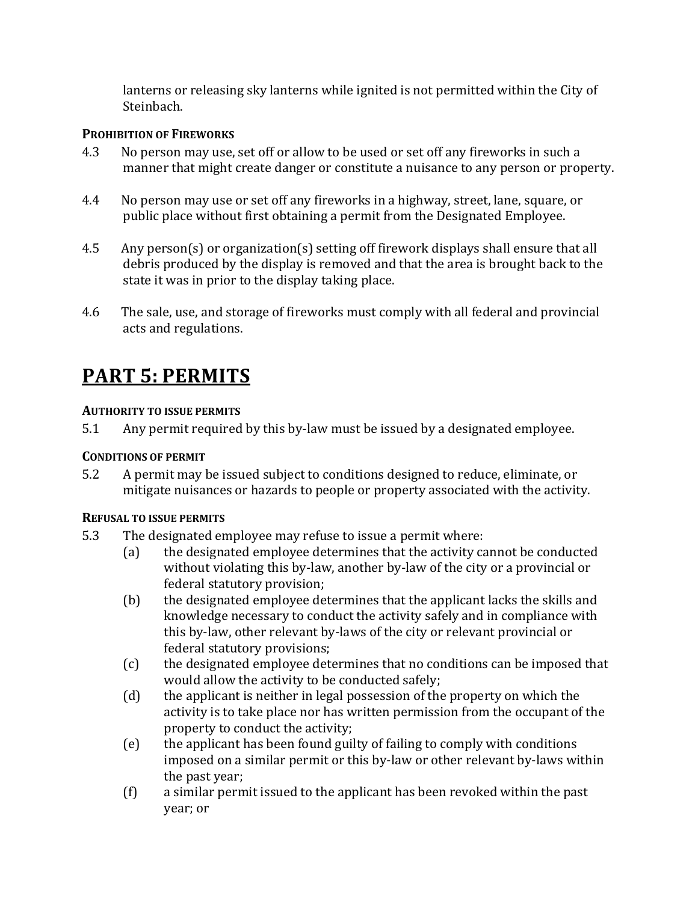lanterns or releasing sky lanterns while ignited is not permitted within the City of Steinbach.

**PROHIBITION OF FIREWORKS**

4.3 No person may use, set off or allow to be used or set off any fireworks in such a manner that might create danger or constitute a nuisance to any person or property.

4.4 No person may use or set off any fireworks in a highway, street, lane, square, or public place without first obtaining a permit from the Designated Employee.

4.5 Any person(s) or organization(s) setting off firework displays shall ensure that all debris produced by the display is removed and that the area is brought back to the state it was in prior to the display taking place.

4.6 The sale, use, and storage of fireworks must comply with all federal and provincial acts and regulations.

# PART 5: PERMITS

**AUTHORITY TO ISSUE PERMITS**

5.1 Any permit required by this by-law must be issued by a designated employee.

**CONDITIONS OF PERMIT**

5.2 A permit may be issued subject to conditions designed to reduce, eliminate, or mitigate nuisances or hazards to people or property associated with the activity.

**REFUSAL TO ISSUE PERMITS**

5.3 The designated employee may refuse to issue a permit where:

(a) the designated employee determines that the activity cannot be conducted without violating this by-law, another by-law of the city or a provincial or federal statutory provision;

(b) the designated employee determines that the applicant lacks the skills and knowledge necessary to conduct the activity safely and in compliance with this by-law, other relevant by-laws of the city or relevant provincial or federal statutory provisions;

(c) the designated employee determines that no conditions can be imposed that would allow the activity to be conducted safely;

(d) the applicant is neither in legal possession of the property on which the activity is to take place nor has written permission from the occupant of the property to conduct the activity;

(e) the applicant has been found guilty of failing to comply with conditions imposed on a similar permit or this by-law or other relevant by-laws within the past year;

(f) a similar permit issued to the applicant has been revoked within the past year; or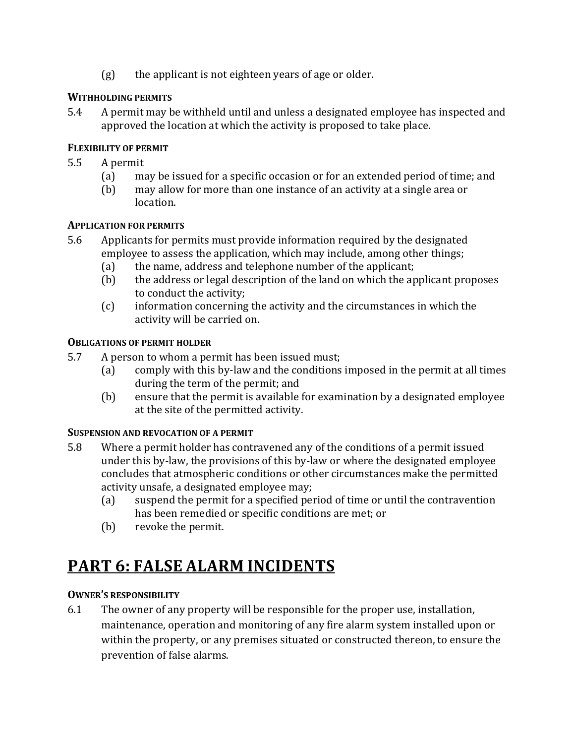(g) the applicant is not eighteen years of age or older.

**WITHHOLDING PERMITS**

5.4 A permit may be withheld until and unless a designated employee has inspected and approved the location at which the activity is proposed to take place.

**FLEXIBILITY OF PERMIT**

5.5 A permit

(a) may be issued for a specific occasion or for an extended period of time; and

(b) may allow for more than one instance of an activity at a single area or location.

**APPLICATION FOR PERMITS**

5.6 Applicants for permits must provide information required by the designated employee to assess the application, which may include, among other things;

(a) the name, address and telephone number of the applicant;

(b) the address or legal description of the land on which the applicant proposes to conduct the activity;

(c) information concerning the activity and the circumstances in which the activity will be carried on.

**OBLIGATIONS OF PERMIT HOLDER**

5.7 A person to whom a permit has been issued must;

(a) comply with this by-law and the conditions imposed in the permit at all times during the term of the permit; and

(b) ensure that the permit is available for examination by a designated employee at the site of the permitted activity.

**SUSPENSION AND REVOCATION OF A PERMIT**

5.8 Where a permit holder has contravened any of the conditions of a permit issued under this by-law, the provisions of this by-law or where the designated employee concludes that atmospheric conditions or other circumstances make the permitted activity unsafe, a designated employee may;

(a) suspend the permit for a specified period of time or until the contravention has been remedied or specific conditions are met; or

(b) revoke the permit.

# PART 6: FALSE ALARM INCIDENTS

**OWNER'S RESPONSIBILITY**

6.1 The owner of any property will be responsible for the proper use, installation, maintenance, operation and monitoring of any fire alarm system installed upon or within the property, or any premises situated or constructed thereon, to ensure the prevention of false alarms.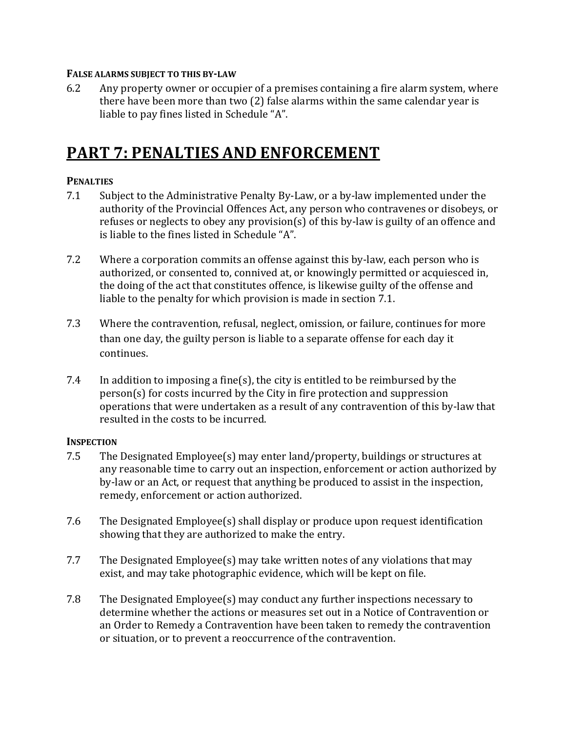**FALSE ALARMS SUBJECT TO THIS BY-LAW**

6.2 Any property owner or occupier of a premises containing a fire alarm system, where there have been more than two (2) false alarms within the same calendar year is liable to pay fines listed in Schedule “A”.

# PART 7: PENALTIES AND ENFORCEMENT

**PENALTIES**

7.1 Subject to the Administrative Penalty By-Law, or a by-law implemented under the authority of the Provincial Offences Act, any person who contravenes or disobeys, or refuses or neglects to obey any provision(s) of this by-law is guilty of an offence and is liable to the fines listed in Schedule “A”.

7.2 Where a corporation commits an offense against this by-law, each person who is authorized, or consented to, connived at, or knowingly permitted or acquiesced in, the doing of the act that constitutes offence, is likewise guilty of the offense and liable to the penalty for which provision is made in section 7.1.

7.3 Where the contravention, refusal, neglect, omission, or failure, continues for more than one day, the guilty person is liable to a separate offense for each day it continues.

7.4 In addition to imposing a fine(s), the city is entitled to be reimbursed by the person(s) for costs incurred by the City in fire protection and suppression operations that were undertaken as a result of any contravention of this by-law that resulted in the costs to be incurred.

**INSPECTION**

7.5 The Designated Employee(s) may enter land/property, buildings or structures at any reasonable time to carry out an inspection, enforcement or action authorized by by-law or an Act, or request that anything be produced to assist in the inspection, remedy, enforcement or action authorized.

7.6 The Designated Employee(s) shall display or produce upon request identification showing that they are authorized to make the entry.

7.7 The Designated Employee(s) may take written notes of any violations that may exist, and may take photographic evidence, which will be kept on file.

7.8 The Designated Employee(s) may conduct any further inspections necessary to determine whether the actions or measures set out in a Notice of Contravention or an Order to Remedy a Contravention have been taken to remedy the contravention or situation, or to prevent a reoccurrence of the contravention.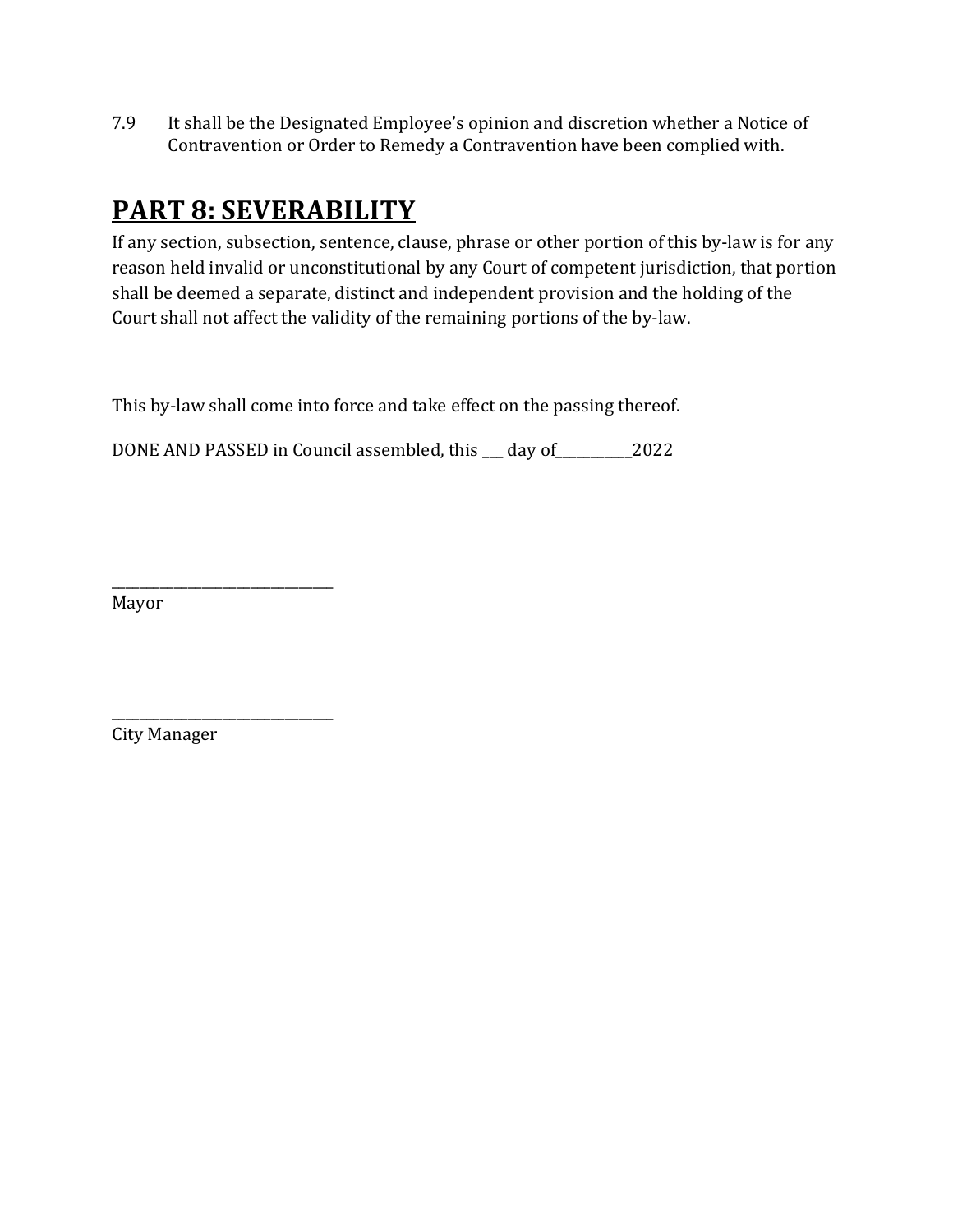7.9 It shall be the Designated Employee's opinion and discretion whether a Notice of Contravention or Order to Remedy a Contravention have been complied with.

## PART 8: SEVERABILITY

If any section, subsection, sentence, clause, phrase or other portion of this by-law is for any reason held invalid or unconstitutional by any Court of competent jurisdiction, that portion shall be deemed a separate, distinct and independent provision and the holding of the Court shall not affect the validity of the remaining portions of the by-law.

This by-law shall come into force and take effect on the passing thereof.

DONE AND PASSED in Council assembled, this ___ day of___________2022

_______________________________
Mayor

_______________________________
City Manager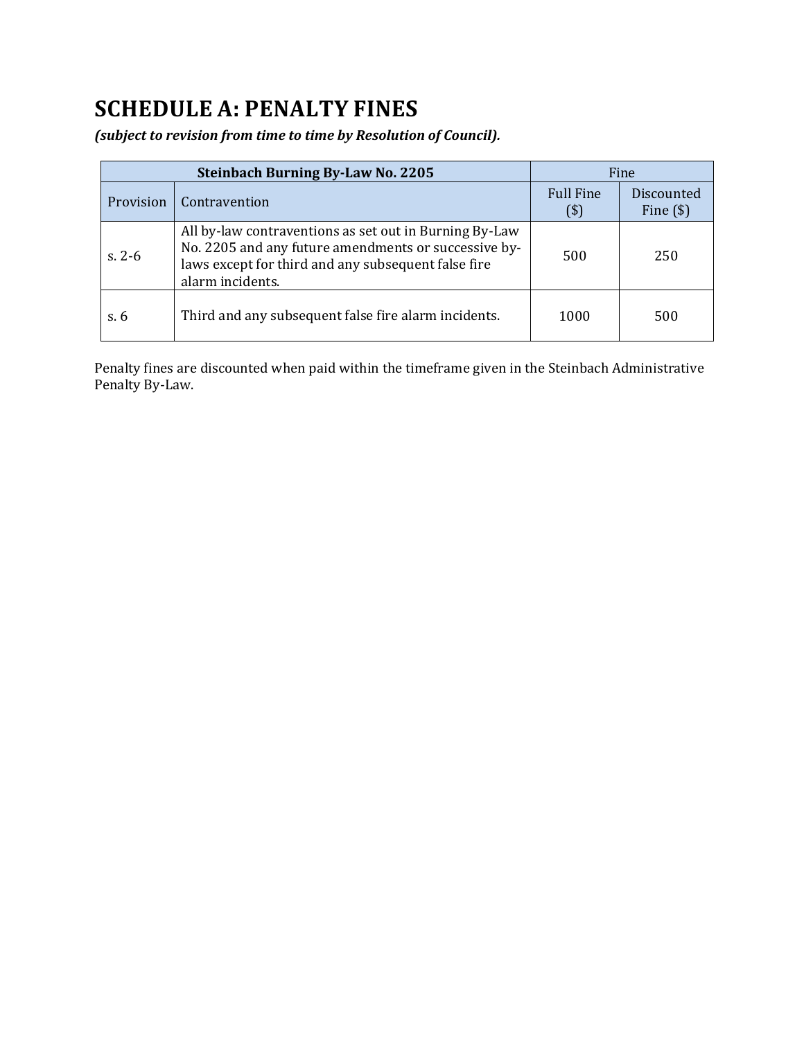# SCHEDULE A: PENALTY FINES

***(subject to revision from time to time by Resolution of Council).***

| **Steinbach Burning By-Law No. 2205** | | Fine | |
|---|---|---|---|
| Provision | Contravention | Full Fine ($) | Discounted Fine ($) |
| s. 2-6 | All by-law contraventions as set out in Burning By-Law No. 2205 and any future amendments or successive by-laws except for third and any subsequent false fire alarm incidents. | 500 | 250 |
| s. 6 | Third and any subsequent false fire alarm incidents. | 1000 | 500 |

Penalty fines are discounted when paid within the timeframe given in the Steinbach Administrative Penalty By-Law.